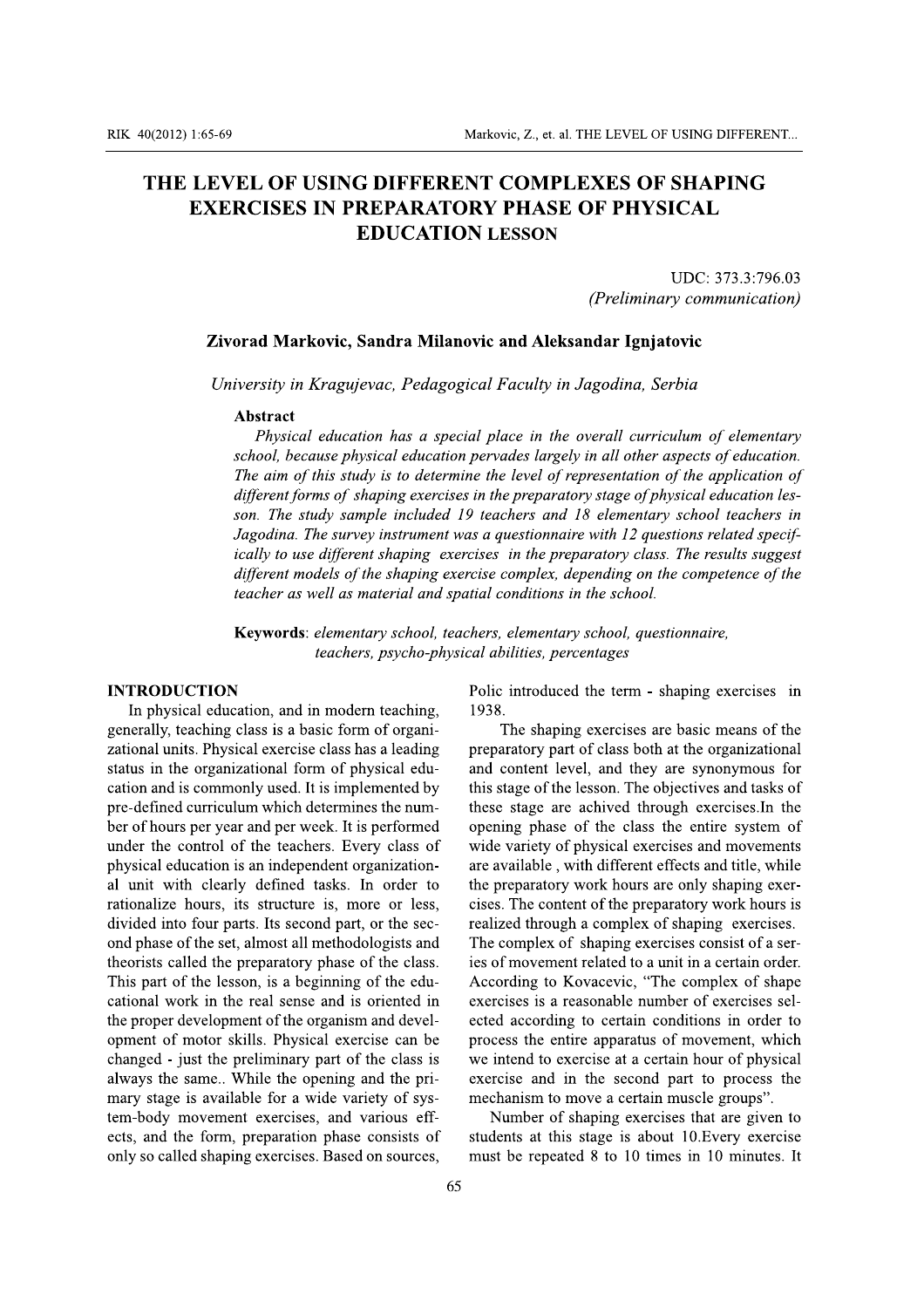# THE LEVEL OF USING DIFFERENT COMPLEXES OF SHAPING EXERCISES IN PREPARATORY PHASE OF PHYSICAL EDUCATION LESSON

UDC: 373.3:796.03
*(Preliminary communication)*

**Zivorad Markovic, Sandra Milanovic and Aleksandar Ignjatovic**

*University in Kragujevac, Pedagogical Faculty in Jagodina, Serbia*

**Abstract**

*Physical education has a special place in the overall curriculum of elementary school, because physical education pervades largely in all other aspects of education. The aim of this study is to determine the level of representation of the application of different forms of shaping exercises in the preparatory stage of physical education lesson. The study sample included 19 teachers and 18 elementary school teachers in Jagodina. The survey instrument was a questionnaire with 12 questions related specifically to use different shaping exercises in the preparatory class. The results suggest different models of the shaping exercise complex, depending on the competence of the teacher as well as material and spatial conditions in the school.*

**Keywords**: *elementary school, teachers, elementary school, questionnaire, teachers, psycho-physical abilities, percentages*

## INTRODUCTION

In physical education, and in modern teaching, generally, teaching class is a basic form of organizational units. Physical exercise class has a leading status in the organizational form of physical education and is commonly used. It is implemented by pre-defined curriculum which determines the number of hours per year and per week. It is performed under the control of the teachers. Every class of physical education is an independent organizational unit with clearly defined tasks. In order to rationalize hours, its structure is, more or less, divided into four parts. Its second part, or the second phase of the set, almost all methodologists and theorists called the preparatory phase of the class. This part of the lesson, is a beginning of the educational work in the real sense and is oriented in the proper development of the organism and development of motor skills. Physical exercise can be changed - just the preliminary part of the class is always the same.. While the opening and the primary stage is available for a wide variety of system-body movement exercises, and various effects, and the form, preparation phase consists of only so called shaping exercises. Based on sources, Polic introduced the term - shaping exercises in 1938.

The shaping exercises are basic means of the preparatory part of class both at the organizational and content level, and they are synonymous for this stage of the lesson. The objectives and tasks of these stage are achived through exercises.In the opening phase of the class the entire system of wide variety of physical exercises and movements are available , with different effects and title, while the preparatory work hours are only shaping exercises. The content of the preparatory work hours is realized through a complex of shaping exercises. The complex of shaping exercises consist of a series of movement related to a unit in a certain order. According to Kovacevic, "The complex of shape exercises is a reasonable number of exercises selected according to certain conditions in order to process the entire apparatus of movement, which we intend to exercise at a certain hour of physical exercise and in the second part to process the mechanism to move a certain muscle groups".

Number of shaping exercises that are given to students at this stage is about 10.Every exercise must be repeated 8 to 10 times in 10 minutes. It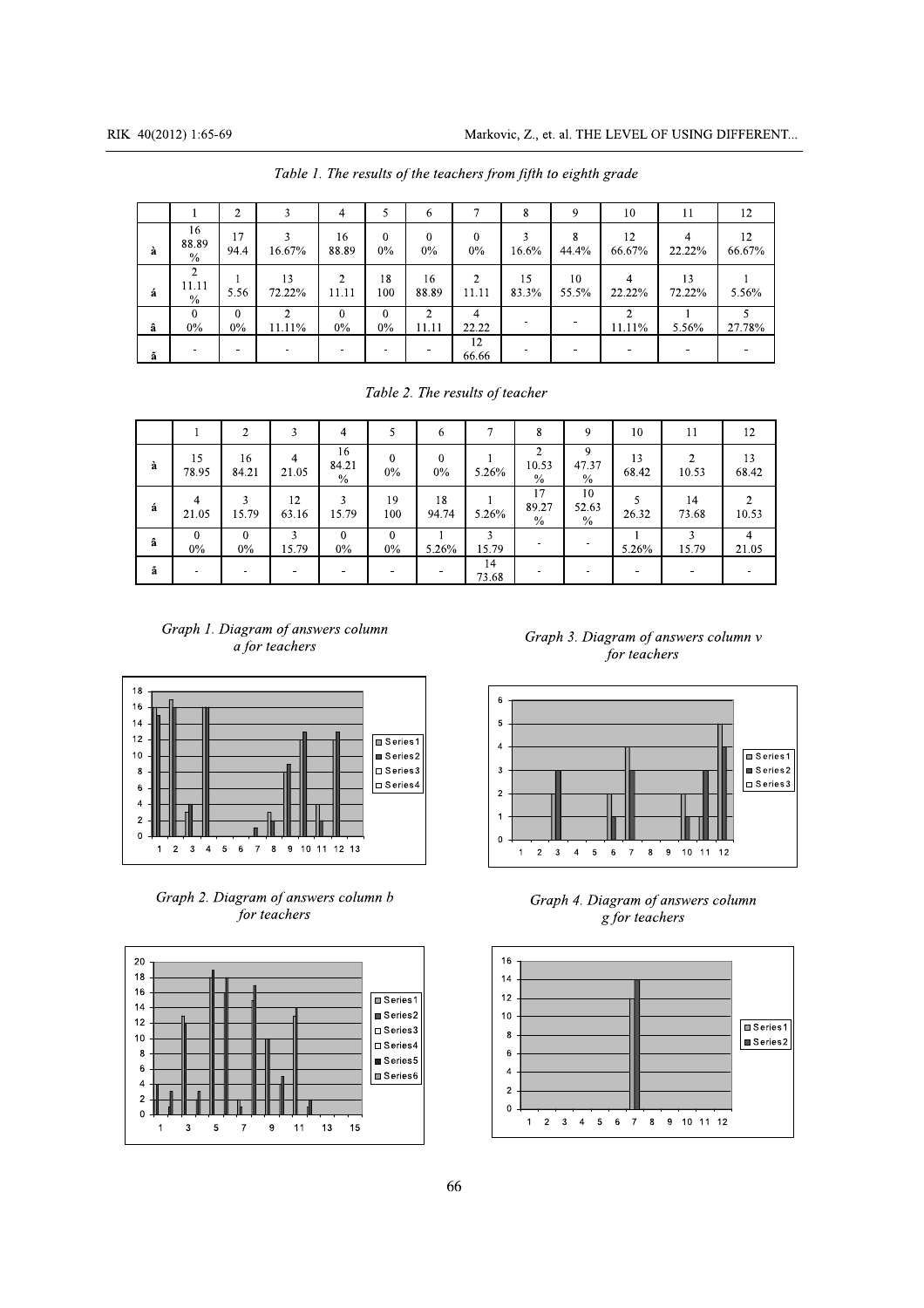*Table 1. The results of the teachers from fifth to eighth grade*

| | 1 | 2 | 3 | 4 | 5 | 6 | 7 | 8 | 9 | 10 | 11 | 12 |
|---|---|---|---|---|---|---|---|---|---|---|---|---|
| à | 16 88.89 % | 17 94.4 | 3 16.67% | 16 88.89 | 0 0% | 0 0% | 0 0% | 3 16.6% | 8 44.4% | 12 66.67% | 4 22.22% | 12 66.67% |
| á | 2 11.11 % | 1 5.56 | 13 72.22% | 2 11.11 | 18 100 | 16 88.89 | 2 11.11 | 15 83.3% | 10 55.5% | 4 22.22% | 13 72.22% | 1 5.56% |
| â | 0 0% | 0 0% | 2 11.11% | 0 0% | 0 0% | 2 11.11 | 4 22.22 | - | - | 2 11.11% | 1 5.56% | 5 27.78% |
| ã | - | - | - | - | - | - | 12 66.66 | - | - | - | - | - |

*Table 2. The results of teacher*

| | 1 | 2 | 3 | 4 | 5 | 6 | 7 | 8 | 9 | 10 | 11 | 12 |
|---|---|---|---|---|---|---|---|---|---|---|---|---|
| à | 15 78.95 | 16 84.21 | 4 21.05 | 16 84.21 % | 0 0% | 0 0% | 1 5.26% | 2 10.53 % | 9 47.37 % | 13 68.42 | 2 10.53 | 13 68.42 |
| á | 4 21.05 | 3 15.79 | 12 63.16 | 3 15.79 | 19 100 | 18 94.74 | 1 5.26% | 17 89.27 % | 10 52.63 % | 5 26.32 | 14 73.68 | 2 10.53 |
| â | 0 0% | 0 0% | 3 15.79 | 0 0% | 0 0% | 1 5.26% | 3 15.79 | - | - | 1 5.26% | 3 15.79 | 4 21.05 |
| ã | - | - | - | - | - | - | 14 73.68 | - | - | - | - | - |

*Graph 1. Diagram of answers column a for teachers*

*Graph 2. Diagram of answers column b for teachers*

*Graph 3. Diagram of answers column v for teachers*

*Graph 4. Diagram of answers column g for teachers*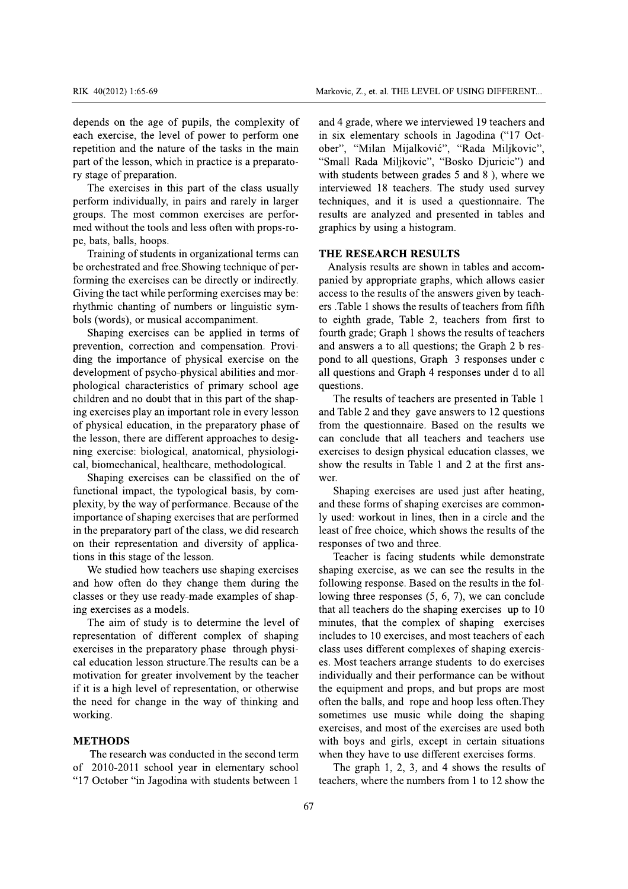depends on the age of pupils, the complexity of each exercise, the level of power to perform one repetition and the nature of the tasks in the main part of the lesson, which in practice is a preparatory stage of preparation.

The exercises in this part of the class usually perform individually, in pairs and rarely in larger groups. The most common exercises are performed without the tools and less often with props-rope, bats, balls, hoops.

Training of students in organizational terms can be orchestrated and free.Showing technique of performing the exercises can be directly or indirectly. Giving the tact while performing exercises may be: rhythmic chanting of numbers or linguistic symbols (words), or musical accompaniment.

Shaping exercises can be applied in terms of prevention, correction and compensation. Providing the importance of physical exercise on the development of psycho-physical abilities and morphological characteristics of primary school age children and no doubt that in this part of the shaping exercises play an important role in every lesson of physical education, in the preparatory phase of the lesson, there are different approaches to designing exercise: biological, anatomical, physiological, biomechanical, healthcare, methodological.

Shaping exercises can be classified on the of functional impact, the typological basis, by complexity, by the way of performance. Because of the importance of shaping exercises that are performed in the preparatory part of the class, we did research on their representation and diversity of applications in this stage of the lesson.

We studied how teachers use shaping exercises and how often do they change them during the classes or they use ready-made examples of shaping exercises as a models.

The aim of study is to determine the level of representation of different complex of shaping exercises in the preparatory phase through physical education lesson structure.The results can be a motivation for greater involvement by the teacher if it is a high level of representation, or otherwise the need for change in the way of thinking and working.

## METHODS

The research was conducted in the second term of 2010-2011 school year in elementary school "17 October "in Jagodina with students between 1 and 4 grade, where we interviewed 19 teachers and in six elementary schools in Jagodina ("17 October", "Milan Mijalković", "Rada Miljkovic", "Small Rada Miljkovic", "Bosko Djuricic") and with students between grades 5 and 8 ), where we interviewed 18 teachers. The study used survey techniques, and it is used a questionnaire. The results are analyzed and presented in tables and graphics by using a histogram.

## THE RESEARCH RESULTS

Analysis results are shown in tables and accompanied by appropriate graphs, which allows easier access to the results of the answers given by teachers .Table 1 shows the results of teachers from fifth to eighth grade, Table 2, teachers from first to fourth grade; Graph 1 shows the results of teachers and answers a to all questions; the Graph 2 b respond to all questions, Graph 3 responses under c all questions and Graph 4 responses under d to all questions.

The results of teachers are presented in Table 1 and Table 2 and they gave answers to 12 questions from the questionnaire. Based on the results we can conclude that all teachers and teachers use exercises to design physical education classes, we show the results in Table 1 and 2 at the first answer.

Shaping exercises are used just after heating, and these forms of shaping exercises are commonly used: workout in lines, then in a circle and the least of free choice, which shows the results of the responses of two and three.

Teacher is facing students while demonstrate shaping exercise, as we can see the results in the following response. Based on the results in the following three responses (5, 6, 7), we can conclude that all teachers do the shaping exercises up to 10 minutes, that the complex of shaping exercises includes to 10 exercises, and most teachers of each class uses different complexes of shaping exercises. Most teachers arrange students to do exercises individually and their performance can be without the equipment and props, and but props are most often the balls, and rope and hoop less often.They sometimes use music while doing the shaping exercises, and most of the exercises are used both with boys and girls, except in certain situations when they have to use different exercises forms.

The graph 1, 2, 3, and 4 shows the results of teachers, where the numbers from 1 to 12 show the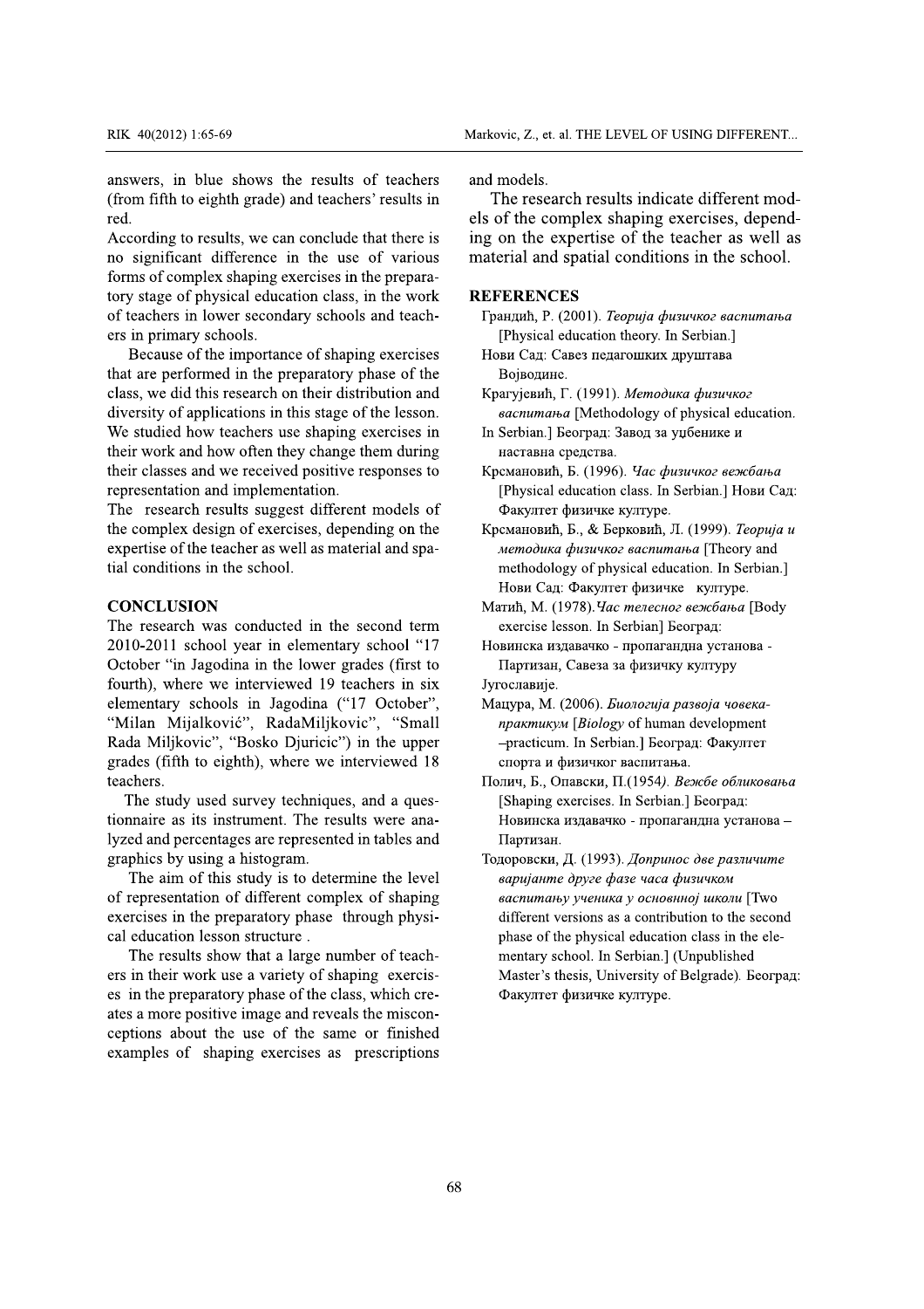answers, in blue shows the results of teachers (from fifth to eighth grade) and teachers' results in red.

According to results, we can conclude that there is no significant difference in the use of various forms of complex shaping exercises in the preparatory stage of physical education class, in the work of teachers in lower secondary schools and teachers in primary schools.

Because of the importance of shaping exercises that are performed in the preparatory phase of the class, we did this research on their distribution and diversity of applications in this stage of the lesson. We studied how teachers use shaping exercises in their work and how often they change them during their classes and we received positive responses to representation and implementation.

The research results suggest different models of the complex design of exercises, depending on the expertise of the teacher as well as material and spatial conditions in the school.

## CONCLUSION

The research was conducted in the second term 2010-2011 school year in elementary school "17 October "in Jagodina in the lower grades (first to fourth), where we interviewed 19 teachers in six elementary schools in Jagodina ("17 October", "Milan Mijalković", RadaMiljkovic", "Small Rada Miljkovic", "Bosko Djuricic") in the upper grades (fifth to eighth), where we interviewed 18 teachers.

The study used survey techniques, and a questionnaire as its instrument. The results were analyzed and percentages are represented in tables and graphics by using a histogram.

The aim of this study is to determine the level of representation of different complex of shaping exercises in the preparatory phase through physical education lesson structure .

The results show that a large number of teachers in their work use a variety of shaping exercises in the preparatory phase of the class, which creates a more positive image and reveals the misconceptions about the use of the same or finished examples of shaping exercises as prescriptions and models.

The research results indicate different models of the complex shaping exercises, depending on the expertise of the teacher as well as material and spatial conditions in the school.

## REFERENCES

Грандић, Р. (2001). *Теорија физичког васпитања* [Physical education theory. In Serbian.] Нови Сад: Савез педагошких друштава Војводине.

Крагујевић, Г. (1991). *Методика физичког васпитања* [Methodology of physical education. In Serbian.] Београд: Завод за уџбенике и наставна средства.

Крсмановић, Б. (1996). *Час физичког вежбања* [Physical education class. In Serbian.] Нови Сад: Факултет физичке културе.

Крсмановић, Б., & Берковић, Л. (1999). *Теорија и методика физичког васпитања* [Theory and methodology of physical education. In Serbian.] Нови Сад: Факултет физичке културе.

Матић, М. (1978). *Час телесног вежбања* [Body exercise lesson. In Serbian] Београд: Новинска издавачко - пропагандна установа - Партизан, Савеза за физичку културу Југославије.

Мацура, М. (2006). *Биологија развоја човека-практикум* [*Biology* of human development –practicum. In Serbian.] Београд: Факултет спорта и физичког васпитања.

Полич, Б., Опавски, П.(1954). *Вежбе обликовања* [Shaping exercises. In Serbian.] Београд: Новинска издавачко - пропагандна установа – Партизан.

Тодоровски, Д. (1993). *Допринос две различите варијанте друге фазе часа физичком васпитању ученика у основној школи* [Two different versions as a contribution to the second phase of the physical education class in the elementary school. In Serbian.] (Unpublished Master's thesis, University of Belgrade). Београд: Факултет физичке културе.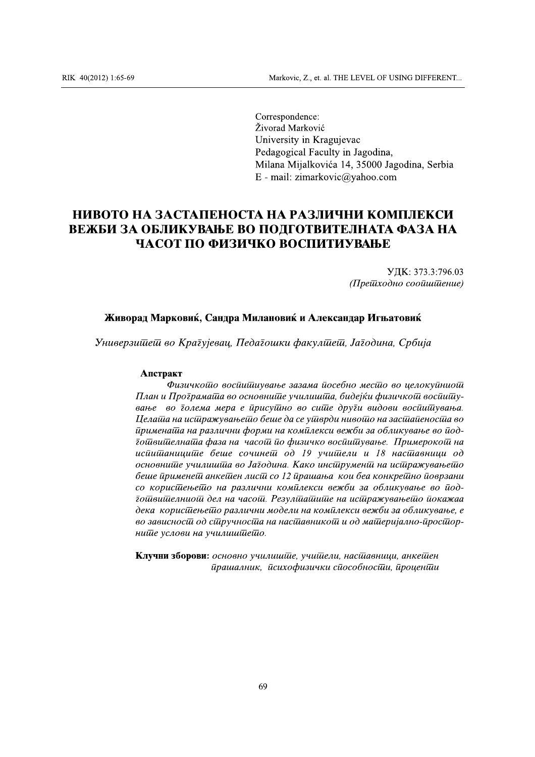Correspondence:
Živorad Marković
University in Kragujevac
Pedagogical Faculty in Jagodina,
Milana Mijalkovića 14, 35000 Jagodina, Serbia
E - mail: zimarkovic@yahoo.com

# НИВОТО НА ЗАСТАПЕНОСТА НА РАЗЛИЧНИ КОМПЛЕКСИ ВЕЖБИ ЗА ОБЛИКУВАЊЕ ВО ПОДГОТВИТЕЛНАТА ФАЗА НА ЧАСОТ ПО ФИЗИЧКО ВОСПИТИУВАЊЕ

УДК: 373.3:796.03
*(Претходно соопштение)*

**Живорад Марковиќ, Сандра Милановиќ и Александар Игњатовиќ**

*Универзитет во Крагујевац, Педагошки факултет, Јагодина, Србија*

**Апстракт**

*Физичкото воспитиување зазама посебно место во целокупниот План и Програмата во основните училишта, бидејќи физичкот воспитување во голема мера е присутно во сите други видови воспитувања. Целата на истражувањето беше да се утврди нивото на застапеноста во применатa на различни форми на комплекси вежби за обликување во подготвителната фаза на часот по физичко воспитување. Примерокот на испитаниците беше сочинет од 19 учители и 18 наставници од основните училишта во Јагодина. Како инструмент на истражувањето беше применет анкетен лист со 12 прашања кои беа конкретно поврзани со користењето на различни комплекси вежби за обликување во подготвителниот дел на часот. Резултатите на истражувањето покажаа дека користењето различни модели на комплекси вежби за обликување, е во зависност од стручноста на наставникот и од материјално-просторните услови на училиштето.*

**Клучни зборови:** *основно училиште, учители, наставници, анкетен прашалник, психофизички способности, проценти*